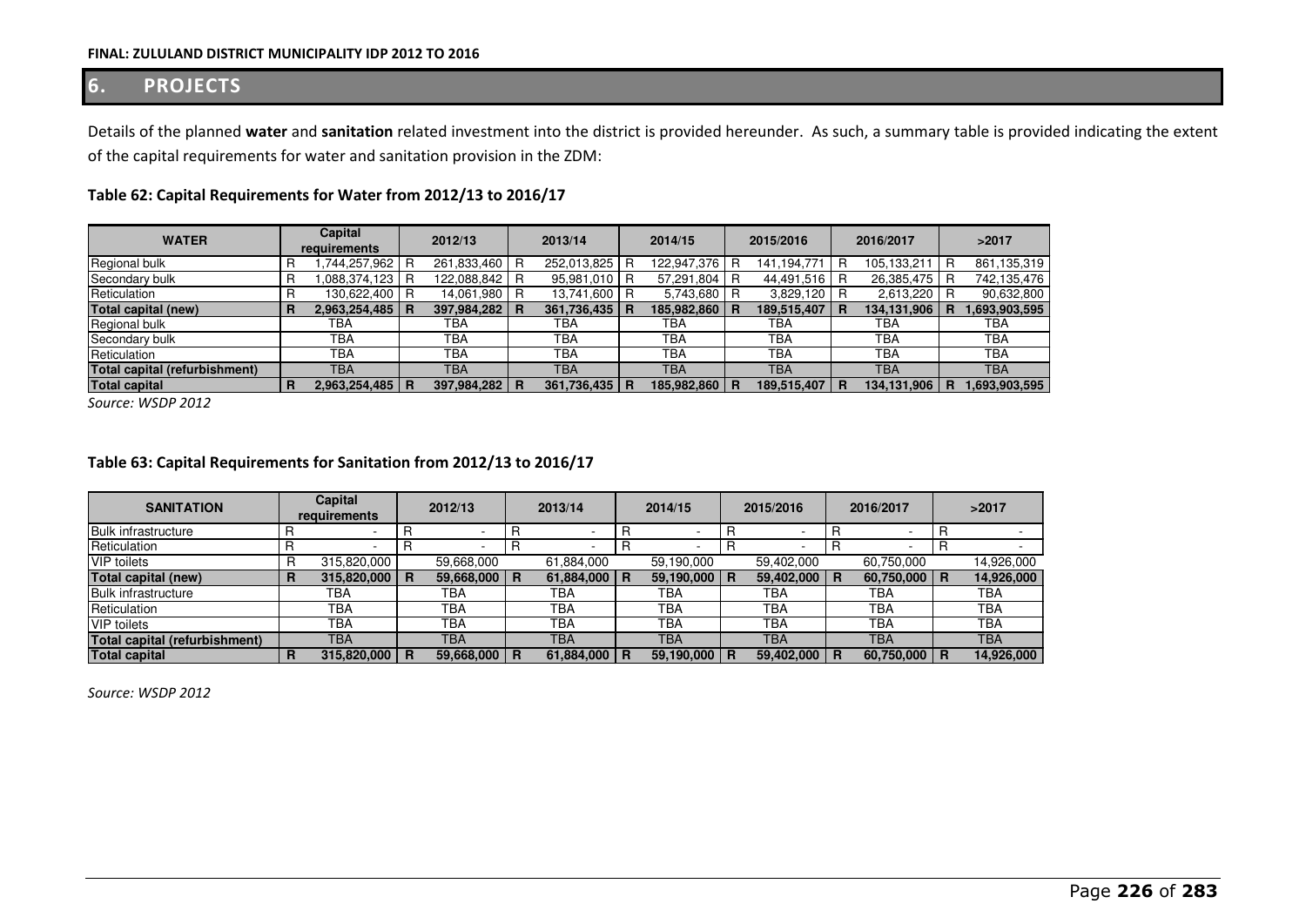## 6. PROJECTS

Details of the planned **water** and **sanitation** related investment into the district is provided hereunder. As such, a summary table is provided indicating the extent of the capital requirements for water and sanitation provision in the ZDM:

### Table 62: Capital Requirements for Water from 2012/13 to 2016/17

| WATER | Capital requirements | 2012/13 | 2013/14 | 2014/15 | 2015/2016 | 2016/2017 | >2017 |
|---|---|---|---|---|---|---|---|
| Regional bulk | R 1,744,257,962 | R 261,833,460 | R 252,013,825 | R 122,947,376 | R 141,194,771 | R 105,133,211 | R 861,135,319 |
| Secondary bulk | R 1,088,374,123 | R 122,088,842 | R 95,981,010 | R 57,291,804 | R 44,491,516 | R 26,385,475 | R 742,135,476 |
| Reticulation | R 130,622,400 | R 14,061,980 | R 13,741,600 | R 5,743,680 | R 3,829,120 | R 2,613,220 | R 90,632,800 |
| **Total capital (new)** | **R 2,963,254,485** | **R 397,984,282** | **R 361,736,435** | **R 185,982,860** | **R 189,515,407** | **R 134,131,906** | **R 1,693,903,595** |
| Regional bulk | TBA | TBA | TBA | TBA | TBA | TBA | TBA |
| Secondary bulk | TBA | TBA | TBA | TBA | TBA | TBA | TBA |
| Reticulation | TBA | TBA | TBA | TBA | TBA | TBA | TBA |
| **Total capital (refurbishment)** | TBA | TBA | TBA | TBA | TBA | TBA | TBA |
| **Total capital** | **R 2,963,254,485** | **R 397,984,282** | **R 361,736,435** | **R 185,982,860** | **R 189,515,407** | **R 134,131,906** | **R 1,693,903,595** |

*Source: WSDP 2012*

### Table 63: Capital Requirements for Sanitation from 2012/13 to 2016/17

| SANITATION | Capital requirements | 2012/13 | 2013/14 | 2014/15 | 2015/2016 | 2016/2017 | >2017 |
|---|---|---|---|---|---|---|---|
| Bulk infrastructure | R - | R - | R - | R - | R - | R - | R - |
| Reticulation | R - | R - | R - | R - | R - | R - | R - |
| VIP toilets | R 315,820,000 | 59,668,000 | 61,884,000 | 59,190,000 | 59,402,000 | 60,750,000 | 14,926,000 |
| **Total capital (new)** | **R 315,820,000** | **R 59,668,000** | **R 61,884,000** | **R 59,190,000** | **R 59,402,000** | **R 60,750,000** | **R 14,926,000** |
| Bulk infrastructure | TBA | TBA | TBA | TBA | TBA | TBA | TBA |
| Reticulation | TBA | TBA | TBA | TBA | TBA | TBA | TBA |
| VIP toilets | TBA | TBA | TBA | TBA | TBA | TBA | TBA |
| **Total capital (refurbishment)** | TBA | TBA | TBA | TBA | TBA | TBA | TBA |
| **Total capital** | **R 315,820,000** | **R 59,668,000** | **R 61,884,000** | **R 59,190,000** | **R 59,402,000** | **R 60,750,000** | **R 14,926,000** |

*Source: WSDP 2012*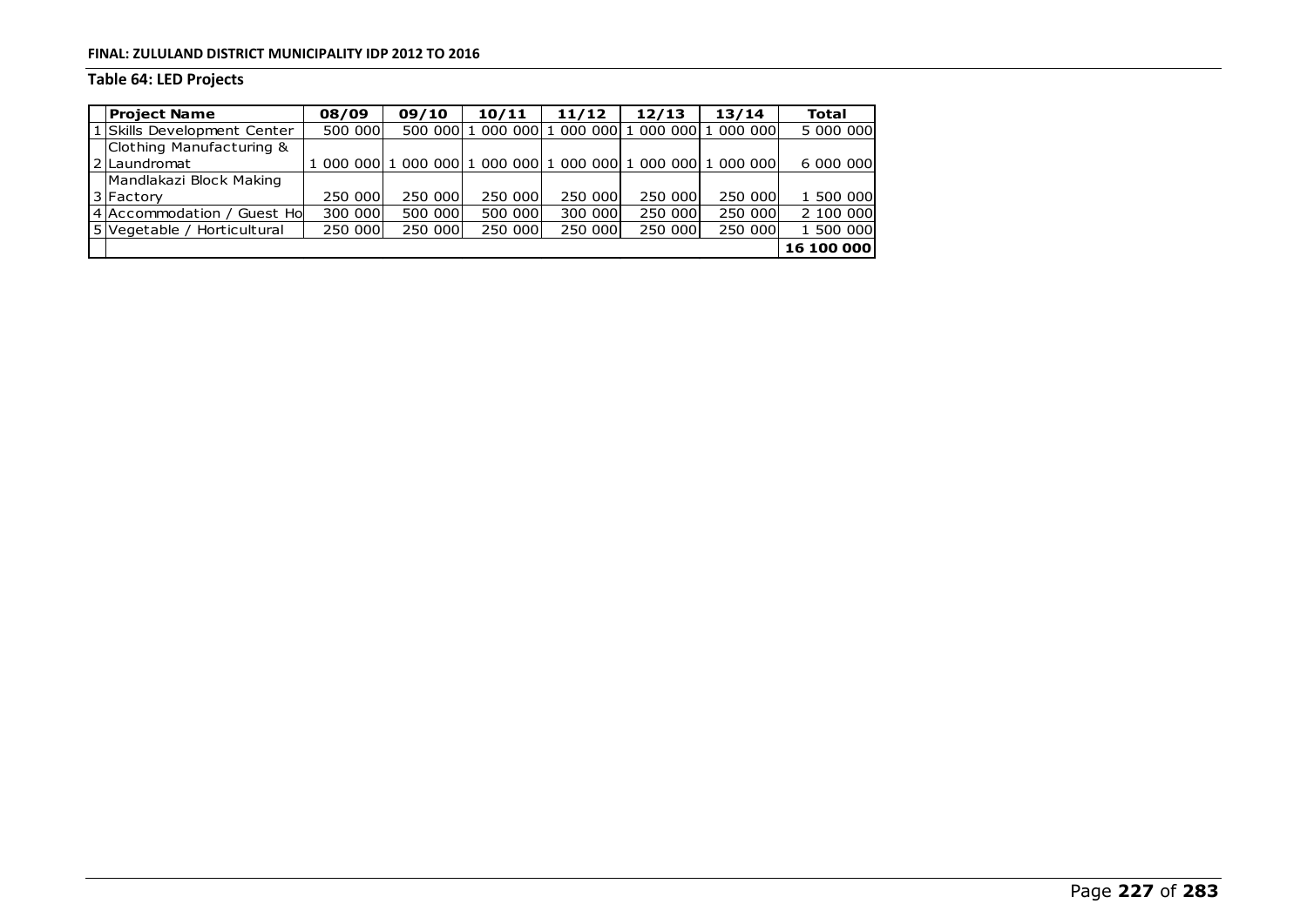**Table 64: LED Projects**

| | Project Name | 08/09 | 09/10 | 10/11 | 11/12 | 12/13 | 13/14 | Total |
|---|---|---|---|---|---|---|---|---|
| 1 | Skills Development Center | 500 000 | 500 000 | 1 000 000 | 1 000 000 | 1 000 000 | 1 000 000 | 5 000 000 |
| 2 | Clothing Manufacturing & Laundromat | 1 000 000 | 1 000 000 | 1 000 000 | 1 000 000 | 1 000 000 | 1 000 000 | 6 000 000 |
| 3 | Mandlakazi Block Making Factory | 250 000 | 250 000 | 250 000 | 250 000 | 250 000 | 250 000 | 1 500 000 |
| 4 | Accommodation / Guest Ho | 300 000 | 500 000 | 500 000 | 300 000 | 250 000 | 250 000 | 2 100 000 |
| 5 | Vegetable / Horticultural | 250 000 | 250 000 | 250 000 | 250 000 | 250 000 | 250 000 | 1 500 000 |
| | | | | | | | | **16 100 000** |